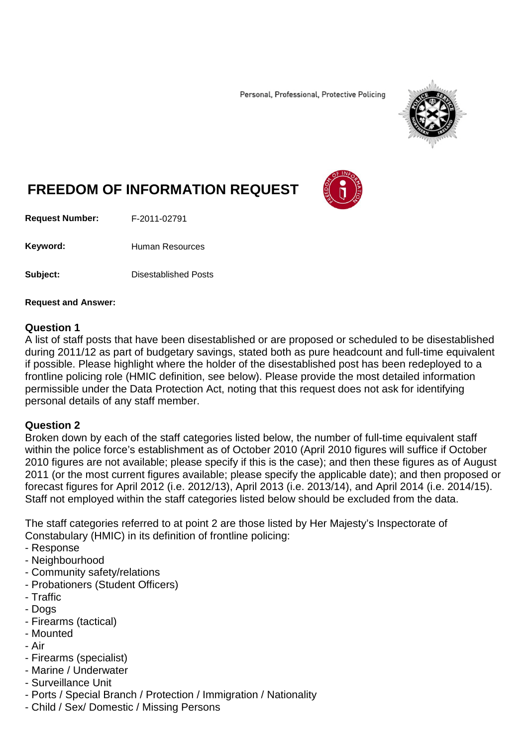Personal, Professional, Protective Policing

# FREEDOM OF INFORMATION REQUEST

**Request Number:** F-2011-02791

**Keyword:** Human Resources

**Subject:** Disestablished Posts

**Request and Answer:**

## Question 1

A list of staff posts that have been disestablished or are proposed or scheduled to be disestablished during 2011/12 as part of budgetary savings, stated both as pure headcount and full-time equivalent if possible. Please highlight where the holder of the disestablished post has been redeployed to a frontline policing role (HMIC definition, see below). Please provide the most detailed information permissible under the Data Protection Act, noting that this request does not ask for identifying personal details of any staff member.

## Question 2

Broken down by each of the staff categories listed below, the number of full-time equivalent staff within the police force's establishment as of October 2010 (April 2010 figures will suffice if October 2010 figures are not available; please specify if this is the case); and then these figures as of August 2011 (or the most current figures available; please specify the applicable date); and then proposed or forecast figures for April 2012 (i.e. 2012/13), April 2013 (i.e. 2013/14), and April 2014 (i.e. 2014/15). Staff not employed within the staff categories listed below should be excluded from the data.

The staff categories referred to at point 2 are those listed by Her Majesty's Inspectorate of Constabulary (HMIC) in its definition of frontline policing:

- Response
- Neighbourhood
- Community safety/relations
- Probationers (Student Officers)
- Traffic
- Dogs
- Firearms (tactical)
- Mounted
- Air
- Firearms (specialist)
- Marine / Underwater
- Surveillance Unit
- Ports / Special Branch / Protection / Immigration / Nationality
- Child / Sex/ Domestic / Missing Persons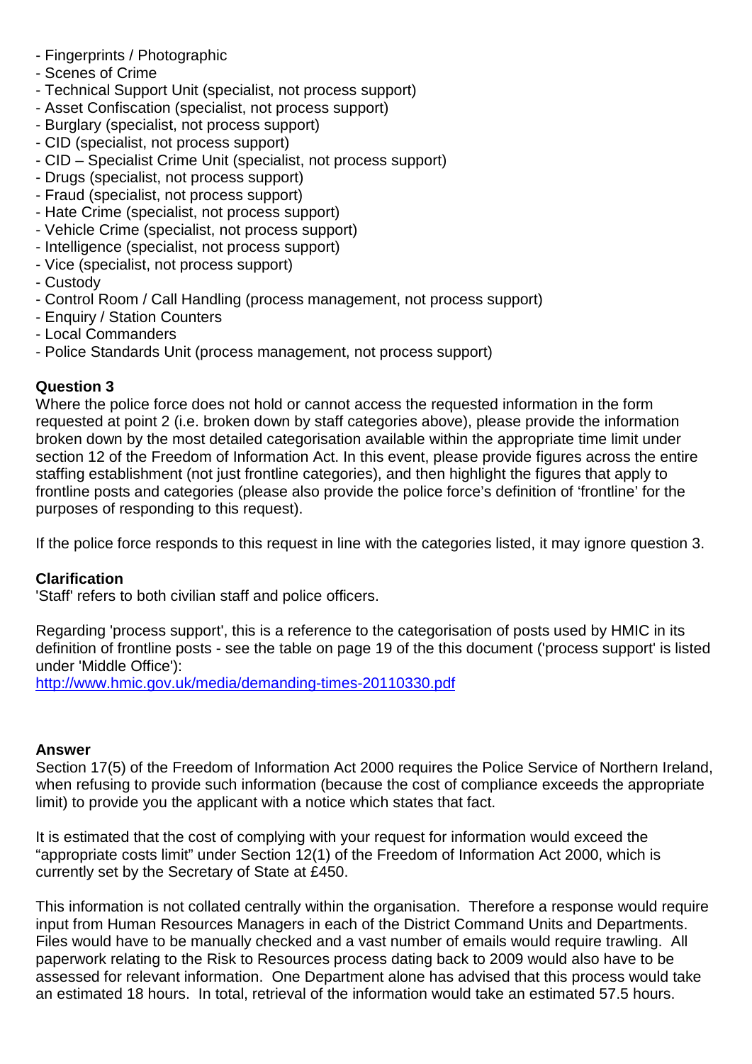- Fingerprints / Photographic
- Scenes of Crime
- Technical Support Unit (specialist, not process support)
- Asset Confiscation (specialist, not process support)
- Burglary (specialist, not process support)
- CID (specialist, not process support)
- CID – Specialist Crime Unit (specialist, not process support)
- Drugs (specialist, not process support)
- Fraud (specialist, not process support)
- Hate Crime (specialist, not process support)
- Vehicle Crime (specialist, not process support)
- Intelligence (specialist, not process support)
- Vice (specialist, not process support)
- Custody
- Control Room / Call Handling (process management, not process support)
- Enquiry / Station Counters
- Local Commanders
- Police Standards Unit (process management, not process support)

**Question 3**

Where the police force does not hold or cannot access the requested information in the form requested at point 2 (i.e. broken down by staff categories above), please provide the information broken down by the most detailed categorisation available within the appropriate time limit under section 12 of the Freedom of Information Act. In this event, please provide figures across the entire staffing establishment (not just frontline categories), and then highlight the figures that apply to frontline posts and categories (please also provide the police force's definition of 'frontline' for the purposes of responding to this request).

If the police force responds to this request in line with the categories listed, it may ignore question 3.

**Clarification**

'Staff' refers to both civilian staff and police officers.

Regarding 'process support', this is a reference to the categorisation of posts used by HMIC in its definition of frontline posts - see the table on page 19 of the this document ('process support' is listed under 'Middle Office'):
http://www.hmic.gov.uk/media/demanding-times-20110330.pdf

**Answer**

Section 17(5) of the Freedom of Information Act 2000 requires the Police Service of Northern Ireland, when refusing to provide such information (because the cost of compliance exceeds the appropriate limit) to provide you the applicant with a notice which states that fact.

It is estimated that the cost of complying with your request for information would exceed the "appropriate costs limit" under Section 12(1) of the Freedom of Information Act 2000, which is currently set by the Secretary of State at £450.

This information is not collated centrally within the organisation. Therefore a response would require input from Human Resources Managers in each of the District Command Units and Departments. Files would have to be manually checked and a vast number of emails would require trawling. All paperwork relating to the Risk to Resources process dating back to 2009 would also have to be assessed for relevant information. One Department alone has advised that this process would take an estimated 18 hours. In total, retrieval of the information would take an estimated 57.5 hours.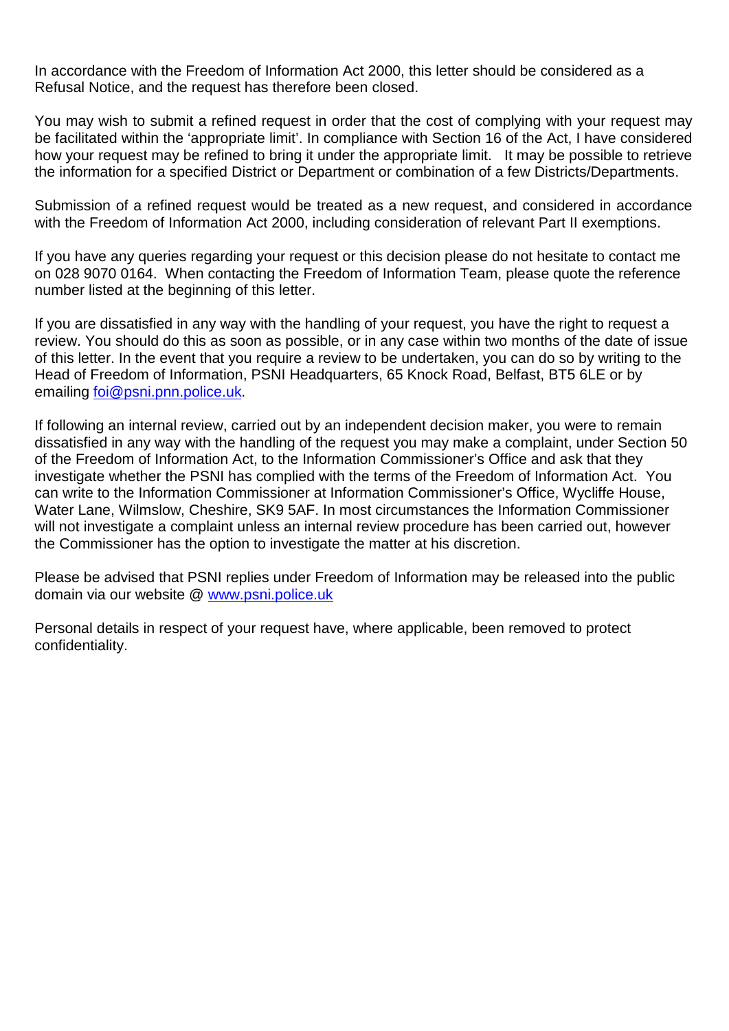In accordance with the Freedom of Information Act 2000, this letter should be considered as a Refusal Notice, and the request has therefore been closed.

You may wish to submit a refined request in order that the cost of complying with your request may be facilitated within the 'appropriate limit'. In compliance with Section 16 of the Act, I have considered how your request may be refined to bring it under the appropriate limit. It may be possible to retrieve the information for a specified District or Department or combination of a few Districts/Departments.

Submission of a refined request would be treated as a new request, and considered in accordance with the Freedom of Information Act 2000, including consideration of relevant Part II exemptions.

If you have any queries regarding your request or this decision please do not hesitate to contact me on 028 9070 0164. When contacting the Freedom of Information Team, please quote the reference number listed at the beginning of this letter.

If you are dissatisfied in any way with the handling of your request, you have the right to request a review. You should do this as soon as possible, or in any case within two months of the date of issue of this letter. In the event that you require a review to be undertaken, you can do so by writing to the Head of Freedom of Information, PSNI Headquarters, 65 Knock Road, Belfast, BT5 6LE or by emailing [foi@psni.pnn.police.uk](mailto:foi@psni.pnn.police.uk).

If following an internal review, carried out by an independent decision maker, you were to remain dissatisfied in any way with the handling of the request you may make a complaint, under Section 50 of the Freedom of Information Act, to the Information Commissioner's Office and ask that they investigate whether the PSNI has complied with the terms of the Freedom of Information Act. You can write to the Information Commissioner at Information Commissioner's Office, Wycliffe House, Water Lane, Wilmslow, Cheshire, SK9 5AF. In most circumstances the Information Commissioner will not investigate a complaint unless an internal review procedure has been carried out, however the Commissioner has the option to investigate the matter at his discretion.

Please be advised that PSNI replies under Freedom of Information may be released into the public domain via our website @ [www.psni.police.uk](http://www.psni.police.uk)

Personal details in respect of your request have, where applicable, been removed to protect confidentiality.